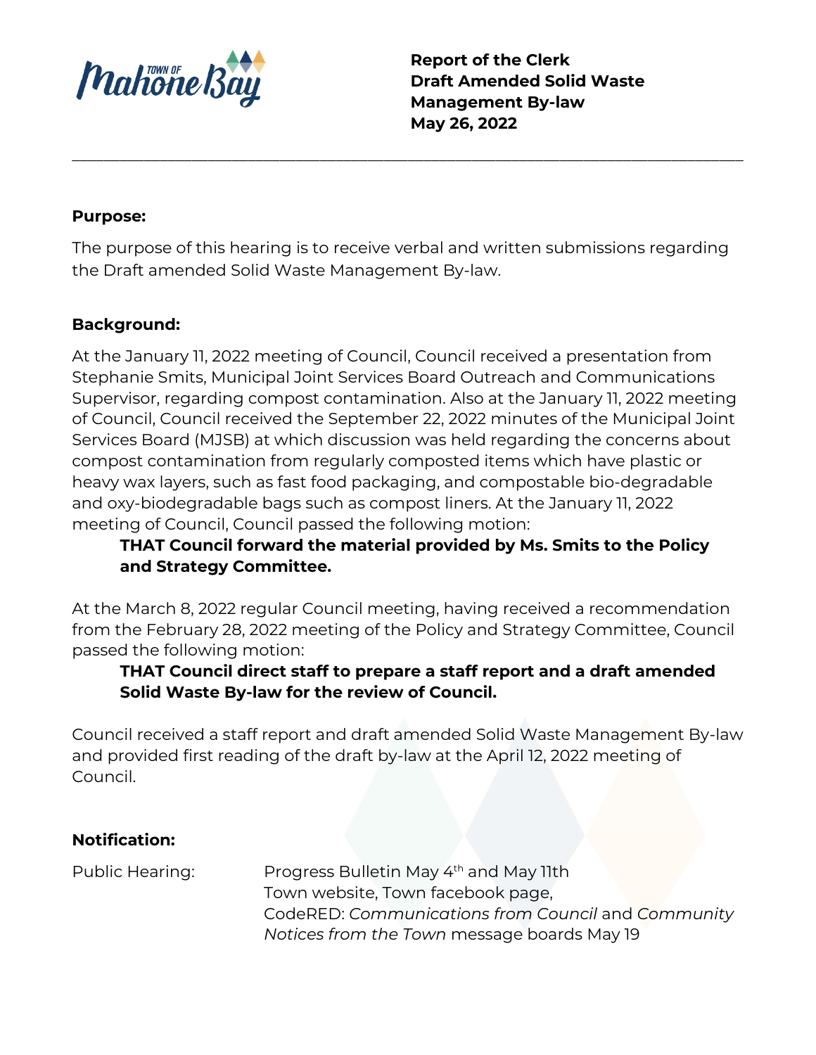Town of Mahone Bay

**Report of the Clerk**
**Draft Amended Solid Waste Management By-law**
**May 26, 2022**

---

**Purpose:**

The purpose of this hearing is to receive verbal and written submissions regarding the Draft amended Solid Waste Management By-law.

**Background:**

At the January 11, 2022 meeting of Council, Council received a presentation from Stephanie Smits, Municipal Joint Services Board Outreach and Communications Supervisor, regarding compost contamination. Also at the January 11, 2022 meeting of Council, Council received the September 22, 2022 minutes of the Municipal Joint Services Board (MJSB) at which discussion was held regarding the concerns about compost contamination from regularly composted items which have plastic or heavy wax layers, such as fast food packaging, and compostable bio-degradable and oxy-biodegradable bags such as compost liners. At the January 11, 2022 meeting of Council, Council passed the following motion:

> **THAT Council forward the material provided by Ms. Smits to the Policy and Strategy Committee.**

At the March 8, 2022 regular Council meeting, having received a recommendation from the February 28, 2022 meeting of the Policy and Strategy Committee, Council passed the following motion:

> **THAT Council direct staff to prepare a staff report and a draft amended Solid Waste By-law for the review of Council.**

Council received a staff report and draft amended Solid Waste Management By-law and provided first reading of the draft by-law at the April 12, 2022 meeting of Council.

**Notification:**

Public Hearing: Progress Bulletin May 4th and May 11th
Town website, Town facebook page,
CodeRED: *Communications from Council* and *Community Notices from the Town* message boards May 19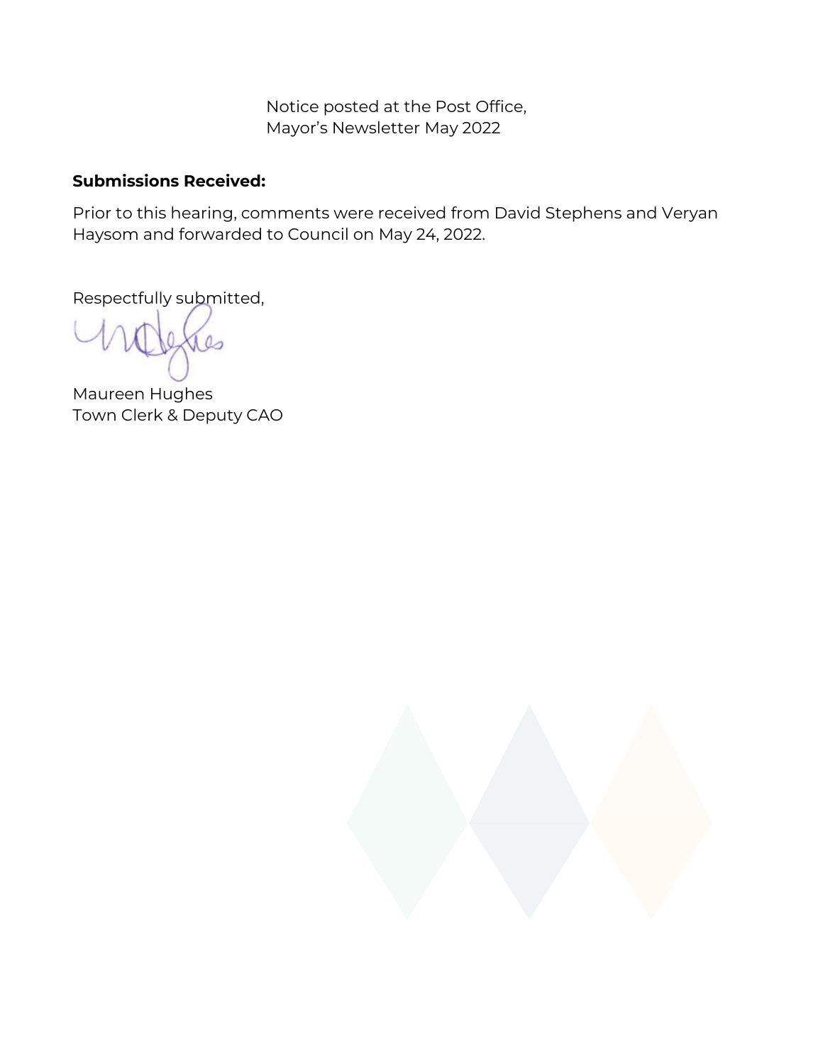Notice posted at the Post Office,
Mayor's Newsletter May 2022

**Submissions Received:**

Prior to this hearing, comments were received from David Stephens and Veryan Haysom and forwarded to Council on May 24, 2022.

Respectfully submitted,

Maureen Hughes
Town Clerk & Deputy CAO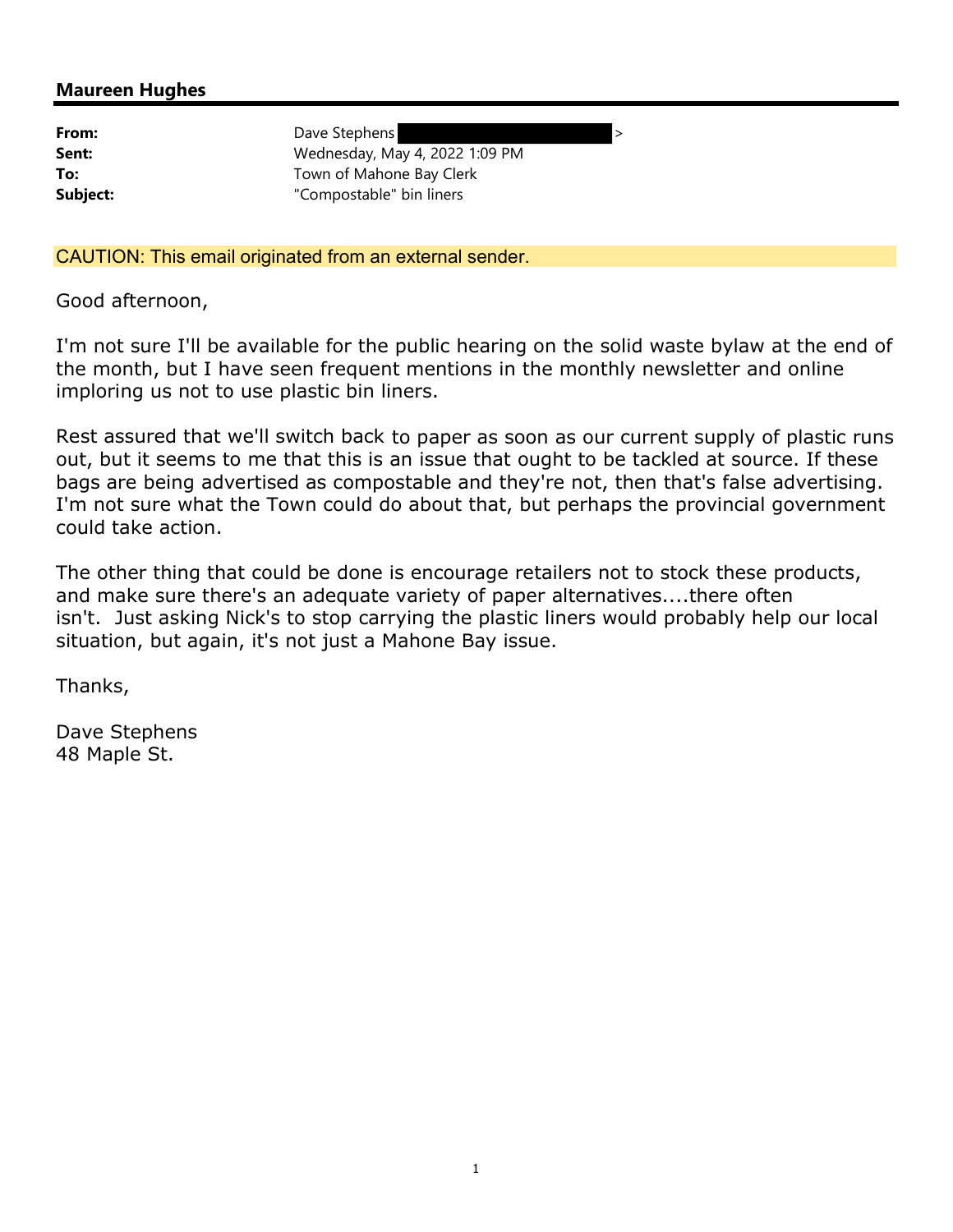## Maureen Hughes

| | |
|---|---|
| **From:** | Dave Stephens [redacted] > |
| **Sent:** | Wednesday, May 4, 2022 1:09 PM |
| **To:** | Town of Mahone Bay Clerk |
| **Subject:** | "Compostable" bin liners |

CAUTION: This email originated from an external sender.

Good afternoon,

I'm not sure I'll be available for the public hearing on the solid waste bylaw at the end of the month, but I have seen frequent mentions in the monthly newsletter and online imploring us not to use plastic bin liners.

Rest assured that we'll switch back to paper as soon as our current supply of plastic runs out, but it seems to me that this is an issue that ought to be tackled at source. If these bags are being advertised as compostable and they're not, then that's false advertising. I'm not sure what the Town could do about that, but perhaps the provincial government could take action.

The other thing that could be done is encourage retailers not to stock these products, and make sure there's an adequate variety of paper alternatives....there often isn't. Just asking Nick's to stop carrying the plastic liners would probably help our local situation, but again, it's not just a Mahone Bay issue.

Thanks,

Dave Stephens
48 Maple St.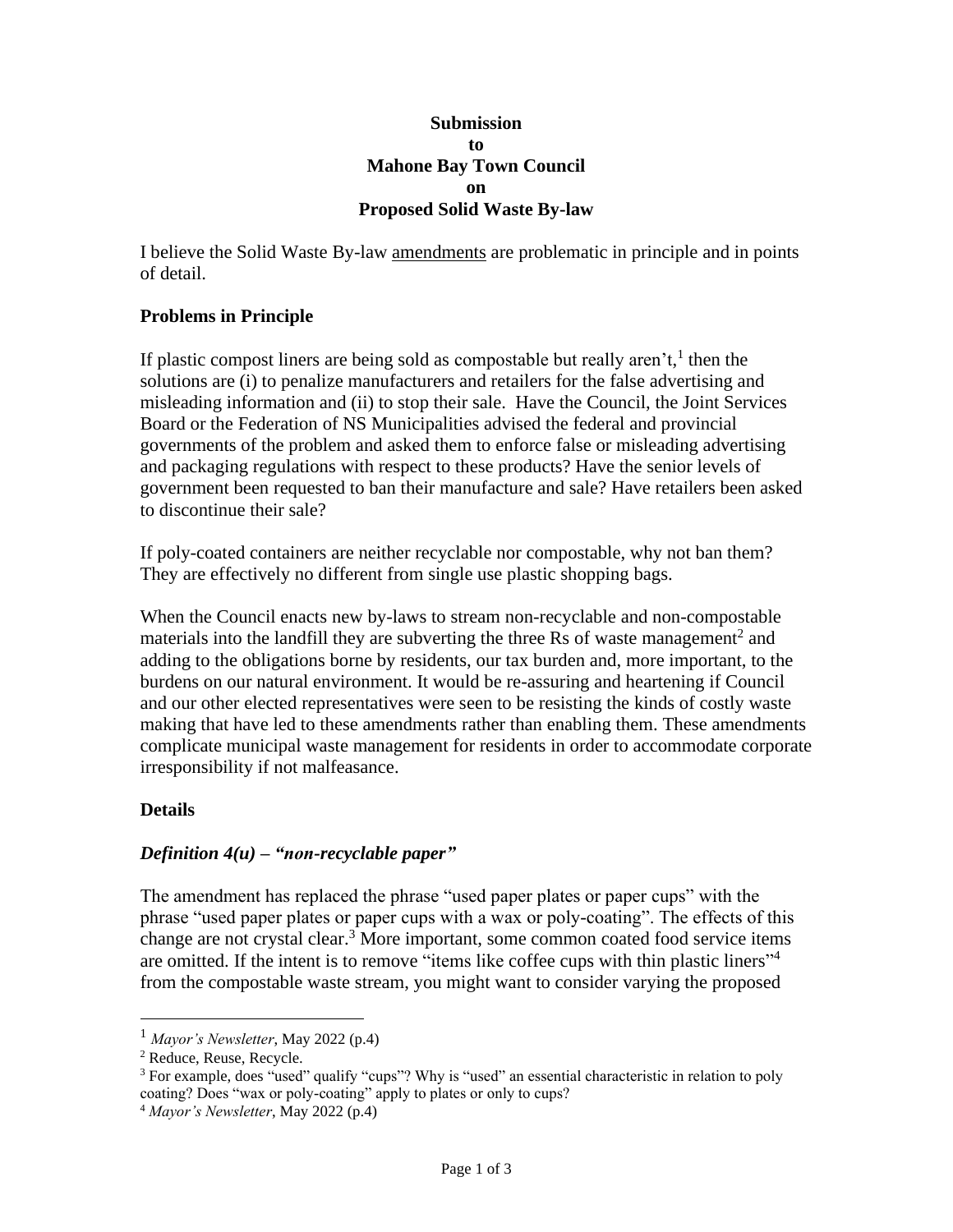**Submission**
**to**
**Mahone Bay Town Council**
**on**
**Proposed Solid Waste By-law**

I believe the Solid Waste By-law amendments are problematic in principle and in points of detail.

## Problems in Principle

If plastic compost liners are being sold as compostable but really aren't,[1] then the solutions are (i) to penalize manufacturers and retailers for the false advertising and misleading information and (ii) to stop their sale. Have the Council, the Joint Services Board or the Federation of NS Municipalities advised the federal and provincial governments of the problem and asked them to enforce false or misleading advertising and packaging regulations with respect to these products? Have the senior levels of government been requested to ban their manufacture and sale? Have retailers been asked to discontinue their sale?

If poly-coated containers are neither recyclable nor compostable, why not ban them? They are effectively no different from single use plastic shopping bags.

When the Council enacts new by-laws to stream non-recyclable and non-compostable materials into the landfill they are subverting the three Rs of waste management[2] and adding to the obligations borne by residents, our tax burden and, more important, to the burdens on our natural environment. It would be re-assuring and heartening if Council and our other elected representatives were seen to be resisting the kinds of costly waste making that have led to these amendments rather than enabling them. These amendments complicate municipal waste management for residents in order to accommodate corporate irresponsibility if not malfeasance.

## Details

### *Definition 4(u) – "non-recyclable paper"*

The amendment has replaced the phrase "used paper plates or paper cups" with the phrase "used paper plates or paper cups with a wax or poly-coating". The effects of this change are not crystal clear.[3] More important, some common coated food service items are omitted. If the intent is to remove "items like coffee cups with thin plastic liners"[4] from the compostable waste stream, you might want to consider varying the proposed

---

[1] *Mayor's Newsletter*, May 2022 (p.4)

[2] Reduce, Reuse, Recycle.

[3] For example, does "used" qualify "cups"? Why is "used" an essential characteristic in relation to poly coating? Does "wax or poly-coating" apply to plates or only to cups?

[4] *Mayor's Newsletter*, May 2022 (p.4)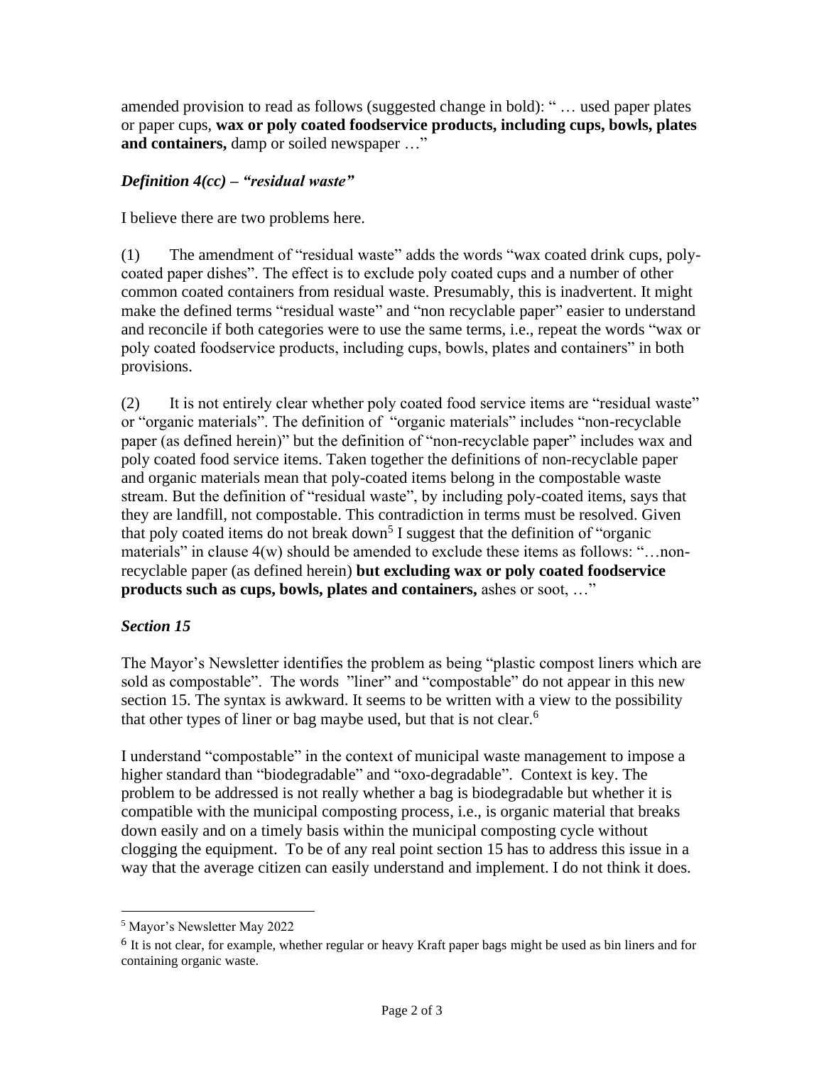amended provision to read as follows (suggested change in bold): " … used paper plates or paper cups, **wax or poly coated foodservice products, including cups, bowls, plates and containers,** damp or soiled newspaper …"

***Definition 4(cc) – "residual waste"***

I believe there are two problems here.

(1) The amendment of "residual waste" adds the words "wax coated drink cups, poly-coated paper dishes". The effect is to exclude poly coated cups and a number of other common coated containers from residual waste. Presumably, this is inadvertent. It might make the defined terms "residual waste" and "non recyclable paper" easier to understand and reconcile if both categories were to use the same terms, i.e., repeat the words "wax or poly coated foodservice products, including cups, bowls, plates and containers" in both provisions.

(2) It is not entirely clear whether poly coated food service items are "residual waste" or "organic materials". The definition of "organic materials" includes "non-recyclable paper (as defined herein)" but the definition of "non-recyclable paper" includes wax and poly coated food service items. Taken together the definitions of non-recyclable paper and organic materials mean that poly-coated items belong in the compostable waste stream. But the definition of "residual waste", by including poly-coated items, says that they are landfill, not compostable. This contradiction in terms must be resolved. Given that poly coated items do not break down[5] I suggest that the definition of "organic materials" in clause 4(w) should be amended to exclude these items as follows: "…non-recyclable paper (as defined herein) **but excluding wax or poly coated foodservice products such as cups, bowls, plates and containers,** ashes or soot, …"

***Section 15***

The Mayor's Newsletter identifies the problem as being "plastic compost liners which are sold as compostable". The words "liner" and "compostable" do not appear in this new section 15. The syntax is awkward. It seems to be written with a view to the possibility that other types of liner or bag maybe used, but that is not clear.[6]

I understand "compostable" in the context of municipal waste management to impose a higher standard than "biodegradable" and "oxo-degradable". Context is key. The problem to be addressed is not really whether a bag is biodegradable but whether it is compatible with the municipal composting process, i.e., is organic material that breaks down easily and on a timely basis within the municipal composting cycle without clogging the equipment. To be of any real point section 15 has to address this issue in a way that the average citizen can easily understand and implement. I do not think it does.

---

[5] Mayor's Newsletter May 2022

[6] It is not clear, for example, whether regular or heavy Kraft paper bags might be used as bin liners and for containing organic waste.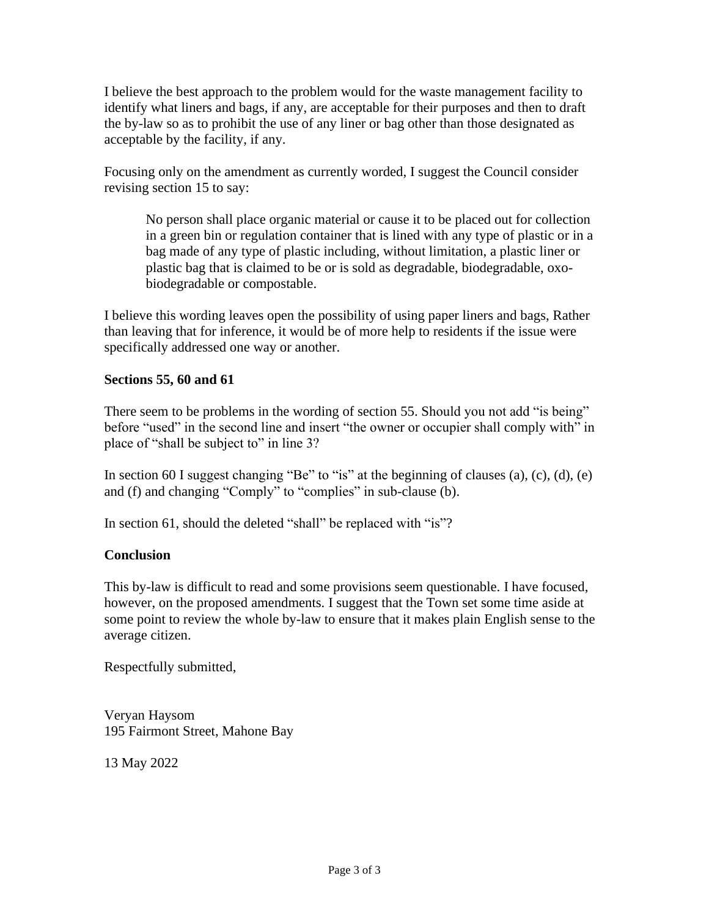I believe the best approach to the problem would for the waste management facility to identify what liners and bags, if any, are acceptable for their purposes and then to draft the by-law so as to prohibit the use of any liner or bag other than those designated as acceptable by the facility, if any.

Focusing only on the amendment as currently worded, I suggest the Council consider revising section 15 to say:

> No person shall place organic material or cause it to be placed out for collection in a green bin or regulation container that is lined with any type of plastic or in a bag made of any type of plastic including, without limitation, a plastic liner or plastic bag that is claimed to be or is sold as degradable, biodegradable, oxo-biodegradable or compostable.

I believe this wording leaves open the possibility of using paper liners and bags, Rather than leaving that for inference, it would be of more help to residents if the issue were specifically addressed one way or another.

**Sections 55, 60 and 61**

There seem to be problems in the wording of section 55. Should you not add "is being" before "used" in the second line and insert "the owner or occupier shall comply with" in place of "shall be subject to" in line 3?

In section 60 I suggest changing "Be" to "is" at the beginning of clauses (a), (c), (d), (e) and (f) and changing "Comply" to "complies" in sub-clause (b).

In section 61, should the deleted "shall" be replaced with "is"?

**Conclusion**

This by-law is difficult to read and some provisions seem questionable. I have focused, however, on the proposed amendments. I suggest that the Town set some time aside at some point to review the whole by-law to ensure that it makes plain English sense to the average citizen.

Respectfully submitted,

Veryan Haysom
195 Fairmont Street, Mahone Bay

13 May 2022